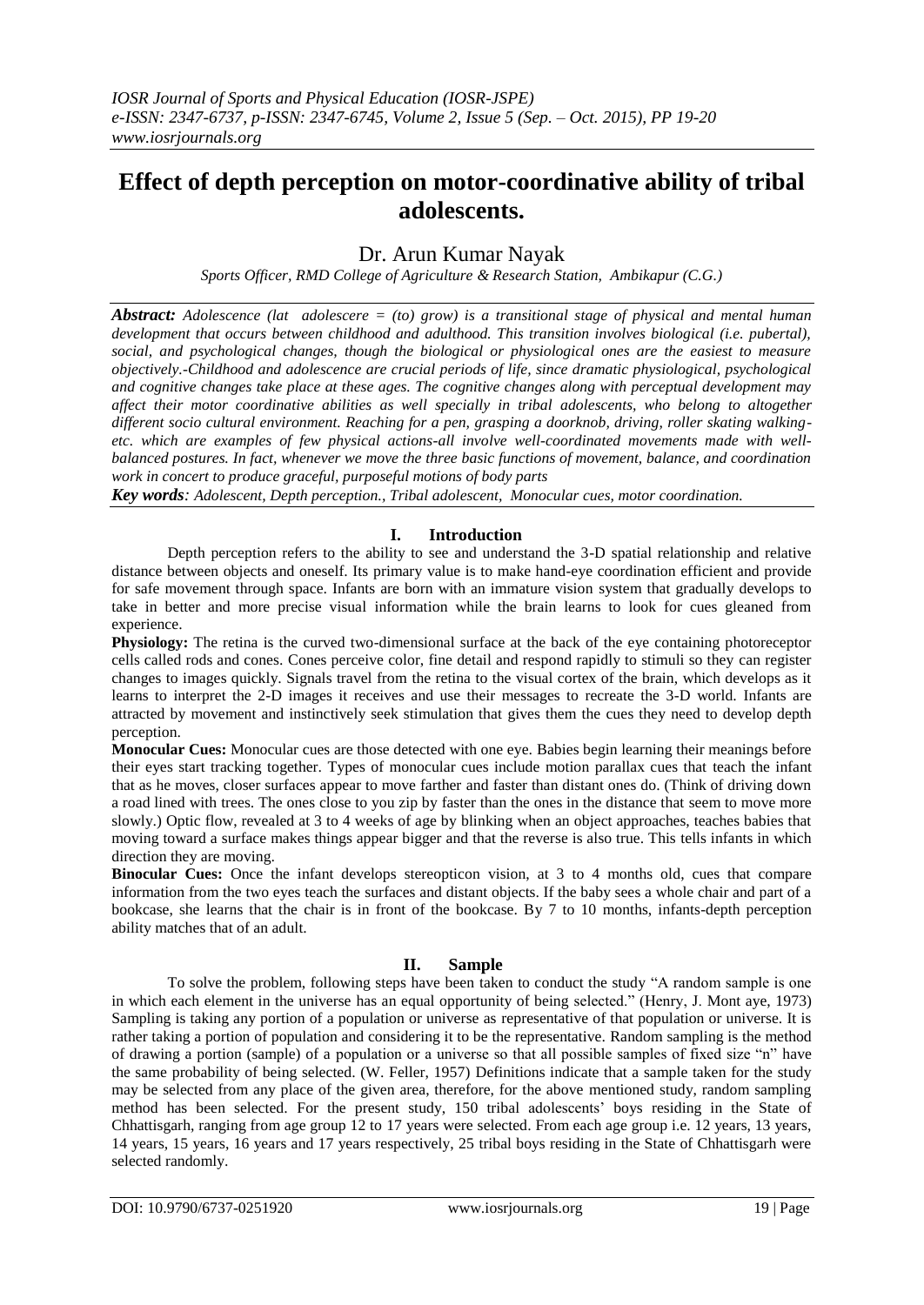# Effect of depth perception on motor-coordinative ability of tribal adolescents.

Dr. Arun Kumar Nayak

*Sports Officer, RMD College of Agriculture & Research Station, Ambikapur (C.G.)*

***Abstract:** Adolescence (lat adolescere = (to) grow) is a transitional stage of physical and mental human development that occurs between childhood and adulthood. This transition involves biological (i.e. pubertal), social, and psychological changes, though the biological or physiological ones are the easiest to measure objectively.-Childhood and adolescence are crucial periods of life, since dramatic physiological, psychological and cognitive changes take place at these ages. The cognitive changes along with perceptual development may affect their motor coordinative abilities as well specially in tribal adolescents, who belong to altogether different socio cultural environment. Reaching for a pen, grasping a doorknob, driving, roller skating walking-etc. which are examples of few physical actions-all involve well-coordinated movements made with well-balanced postures. In fact, whenever we move the three basic functions of movement, balance, and coordination work in concert to produce graceful, purposeful motions of body parts*

***Key words**: Adolescent, Depth perception., Tribal adolescent, Monocular cues, motor coordination.*

## I. Introduction

Depth perception refers to the ability to see and understand the 3-D spatial relationship and relative distance between objects and oneself. Its primary value is to make hand-eye coordination efficient and provide for safe movement through space. Infants are born with an immature vision system that gradually develops to take in better and more precise visual information while the brain learns to look for cues gleaned from experience.

**Physiology:** The retina is the curved two-dimensional surface at the back of the eye containing photoreceptor cells called rods and cones. Cones perceive color, fine detail and respond rapidly to stimuli so they can register changes to images quickly. Signals travel from the retina to the visual cortex of the brain, which develops as it learns to interpret the 2-D images it receives and use their messages to recreate the 3-D world. Infants are attracted by movement and instinctively seek stimulation that gives them the cues they need to develop depth perception.

**Monocular Cues:** Monocular cues are those detected with one eye. Babies begin learning their meanings before their eyes start tracking together. Types of monocular cues include motion parallax cues that teach the infant that as he moves, closer surfaces appear to move farther and faster than distant ones do. (Think of driving down a road lined with trees. The ones close to you zip by faster than the ones in the distance that seem to move more slowly.) Optic flow, revealed at 3 to 4 weeks of age by blinking when an object approaches, teaches babies that moving toward a surface makes things appear bigger and that the reverse is also true. This tells infants in which direction they are moving.

**Binocular Cues:** Once the infant develops stereopticon vision, at 3 to 4 months old, cues that compare information from the two eyes teach the surfaces and distant objects. If the baby sees a whole chair and part of a bookcase, she learns that the chair is in front of the bookcase. By 7 to 10 months, infants-depth perception ability matches that of an adult.

## II. Sample

To solve the problem, following steps have been taken to conduct the study "A random sample is one in which each element in the universe has an equal opportunity of being selected." (Henry, J. Mont aye, 1973) Sampling is taking any portion of a population or universe as representative of that population or universe. It is rather taking a portion of population and considering it to be the representative. Random sampling is the method of drawing a portion (sample) of a population or a universe so that all possible samples of fixed size "n" have the same probability of being selected. (W. Feller, 1957) Definitions indicate that a sample taken for the study may be selected from any place of the given area, therefore, for the above mentioned study, random sampling method has been selected. For the present study, 150 tribal adolescents' boys residing in the State of Chhattisgarh, ranging from age group 12 to 17 years were selected. From each age group i.e. 12 years, 13 years, 14 years, 15 years, 16 years and 17 years respectively, 25 tribal boys residing in the State of Chhattisgarh were selected randomly.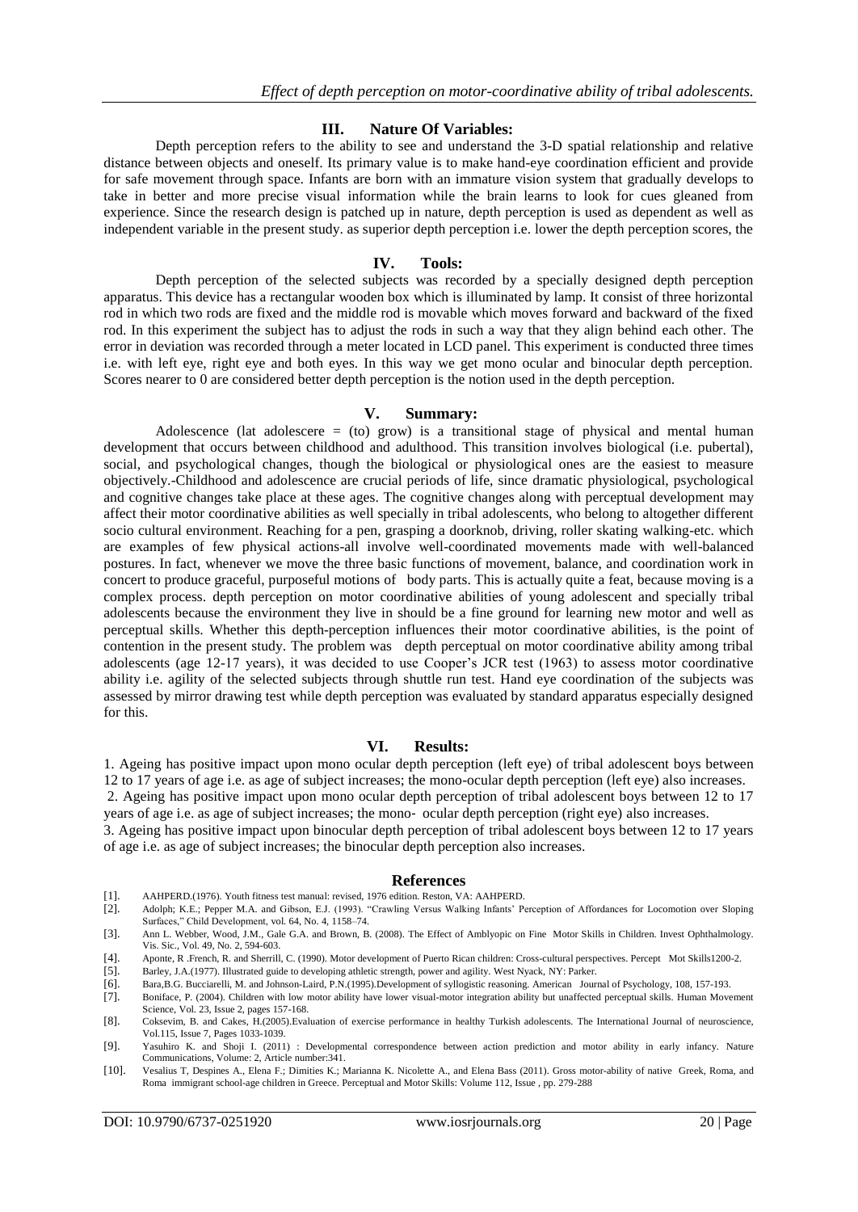## III. Nature Of Variables:

Depth perception refers to the ability to see and understand the 3-D spatial relationship and relative distance between objects and oneself. Its primary value is to make hand-eye coordination efficient and provide for safe movement through space. Infants are born with an immature vision system that gradually develops to take in better and more precise visual information while the brain learns to look for cues gleaned from experience. Since the research design is patched up in nature, depth perception is used as dependent as well as independent variable in the present study. as superior depth perception i.e. lower the depth perception scores, the

## IV. Tools:

Depth perception of the selected subjects was recorded by a specially designed depth perception apparatus. This device has a rectangular wooden box which is illuminated by lamp. It consist of three horizontal rod in which two rods are fixed and the middle rod is movable which moves forward and backward of the fixed rod. In this experiment the subject has to adjust the rods in such a way that they align behind each other. The error in deviation was recorded through a meter located in LCD panel. This experiment is conducted three times i.e. with left eye, right eye and both eyes. In this way we get mono ocular and binocular depth perception. Scores nearer to 0 are considered better depth perception is the notion used in the depth perception.

## V. Summary:

Adolescence (lat adolescere = (to) grow) is a transitional stage of physical and mental human development that occurs between childhood and adulthood. This transition involves biological (i.e. pubertal), social, and psychological changes, though the biological or physiological ones are the easiest to measure objectively.-Childhood and adolescence are crucial periods of life, since dramatic physiological, psychological and cognitive changes take place at these ages. The cognitive changes along with perceptual development may affect their motor coordinative abilities as well specially in tribal adolescents, who belong to altogether different socio cultural environment. Reaching for a pen, grasping a doorknob, driving, roller skating walking-etc. which are examples of few physical actions-all involve well-coordinated movements made with well-balanced postures. In fact, whenever we move the three basic functions of movement, balance, and coordination work in concert to produce graceful, purposeful motions of body parts. This is actually quite a feat, because moving is a complex process. depth perception on motor coordinative abilities of young adolescent and specially tribal adolescents because the environment they live in should be a fine ground for learning new motor and well as perceptual skills. Whether this depth-perception influences their motor coordinative abilities, is the point of contention in the present study. The problem was depth perceptual on motor coordinative ability among tribal adolescents (age 12-17 years), it was decided to use Cooper's JCR test (1963) to assess motor coordinative ability i.e. agility of the selected subjects through shuttle run test. Hand eye coordination of the subjects was assessed by mirror drawing test while depth perception was evaluated by standard apparatus especially designed for this.

## VI. Results:

1. Ageing has positive impact upon mono ocular depth perception (left eye) of tribal adolescent boys between 12 to 17 years of age i.e. as age of subject increases; the mono-ocular depth perception (left eye) also increases.
2. Ageing has positive impact upon mono ocular depth perception of tribal adolescent boys between 12 to 17 years of age i.e. as age of subject increases; the mono- ocular depth perception (right eye) also increases.
3. Ageing has positive impact upon binocular depth perception of tribal adolescent boys between 12 to 17 years of age i.e. as age of subject increases; the binocular depth perception also increases.

## References

[1]. AAHPERD.(1976). Youth fitness test manual: revised, 1976 edition. Reston, VA: AAHPERD.

[2]. Adolph; K.E.; Pepper M.A. and Gibson, E.J. (1993). "Crawling Versus Walking Infants' Perception of Affordances for Locomotion over Sloping Surfaces," Child Development, vol. 64, No. 4, 1158–74.

[3]. Ann L. Webber, Wood, J.M., Gale G.A. and Brown, B. (2008). The Effect of Amblyopic on Fine Motor Skills in Children. Invest Ophthalmology. Vis. Sic., Vol. 49, No. 2, 594-603.

[4]. Aponte, R .French, R. and Sherrill, C. (1990). Motor development of Puerto Rican children: Cross-cultural perspectives. Percept Mot Skills1200-2.

[5]. Barley, J.A.(1977). Illustrated guide to developing athletic strength, power and agility. West Nyack, NY: Parker.

[6]. Bara,B.G. Bucciarelli, M. and Johnson-Laird, P.N.(1995).Development of syllogistic reasoning. American Journal of Psychology, 108, 157-193.

[7]. Boniface, P. (2004). Children with low motor ability have lower visual-motor integration ability but unaffected perceptual skills. Human Movement Science, Vol. 23, Issue 2, pages 157-168.

[8]. Coksevim, B. and Cakes, H.(2005).Evaluation of exercise performance in healthy Turkish adolescents. The International Journal of neuroscience, Vol.115, Issue 7, Pages 1033-1039.

[9]. Yasuhiro K. and Shoji I. (2011) : Developmental correspondence between action prediction and motor ability in early infancy. Nature Communications, Volume: 2, Article number:341.

[10]. Vesalius T, Despines A., Elena F.; Dimities K.; Marianna K. Nicolette A., and Elena Bass (2011). Gross motor-ability of native Greek, Roma, and Roma immigrant school-age children in Greece. Perceptual and Motor Skills: Volume 112, Issue , pp. 279-288